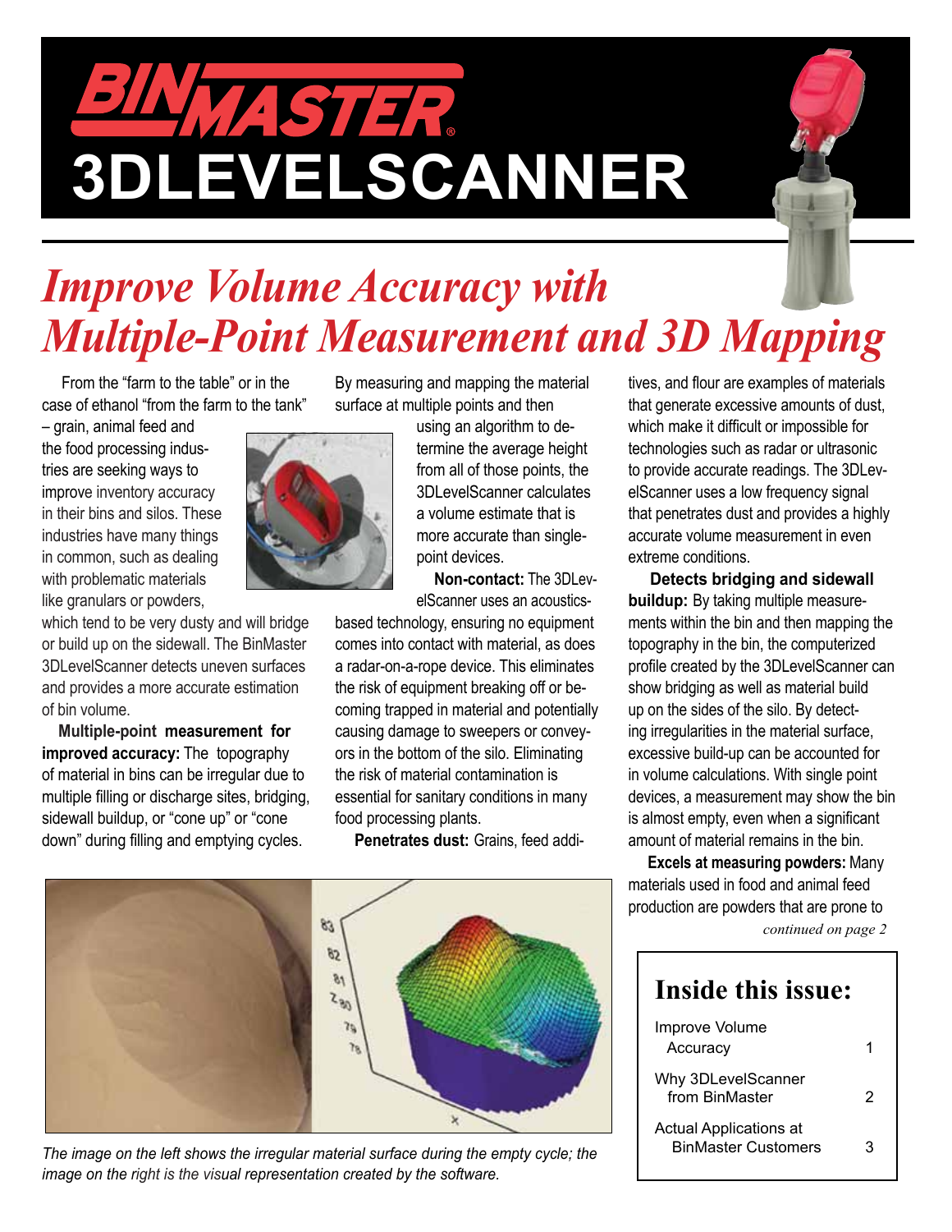# BINMASTER 3DLEVELSCANNER

## *Improve Volume Accuracy with Multiple-Point Measurement and 3D Mapping*

From the "farm to the table" or in the case of ethanol "from the farm to the tank" – grain, animal feed and the food processing industries are seeking ways to improve inventory accuracy in their bins and silos. These industries have many things in common, such as dealing with problematic materials like granulars or powders, which tend to be very dusty and will bridge or build up on the sidewall. The BinMaster 3DLevelScanner detects uneven surfaces and provides a more accurate estimation of bin volume.

**Multiple-point measurement for improved accuracy:** The topography of material in bins can be irregular due to multiple filling or discharge sites, bridging, sidewall buildup, or "cone up" or "cone down" during filling and emptying cycles. By measuring and mapping the material surface at multiple points and then using an algorithm to determine the average height from all of those points, the 3DLevelScanner calculates a volume estimate that is more accurate than single-point devices.

**Non-contact:** The 3DLevelScanner uses an acoustics-based technology, ensuring no equipment comes into contact with material, as does a radar-on-a-rope device. This eliminates the risk of equipment breaking off or becoming trapped in material and potentially causing damage to sweepers or conveyors in the bottom of the silo. Eliminating the risk of material contamination is essential for sanitary conditions in many food processing plants.

**Penetrates dust:** Grains, feed additives, and flour are examples of materials that generate excessive amounts of dust, which make it difficult or impossible for technologies such as radar or ultrasonic to provide accurate readings. The 3DLevelScanner uses a low frequency signal that penetrates dust and provides a highly accurate volume measurement in even extreme conditions.

**Detects bridging and sidewall buildup:** By taking multiple measurements within the bin and then mapping the topography in the bin, the computerized profile created by the 3DLevelScanner can show bridging as well as material build up on the sides of the silo. By detecting irregularities in the material surface, excessive build-up can be accounted for in volume calculations. With single point devices, a measurement may show the bin is almost empty, even when a significant amount of material remains in the bin.

**Excels at measuring powders:** Many materials used in food and animal feed production are powders that are prone to

*continued on page 2*

*The image on the left shows the irregular material surface during the empty cycle; the image on the right is the visual representation created by the software.*

### Inside this issue:

| | |
|---|---|
| Improve Volume Accuracy | 1 |
| Why 3DLevelScanner from BinMaster | 2 |
| Actual Applications at BinMaster Customers | 3 |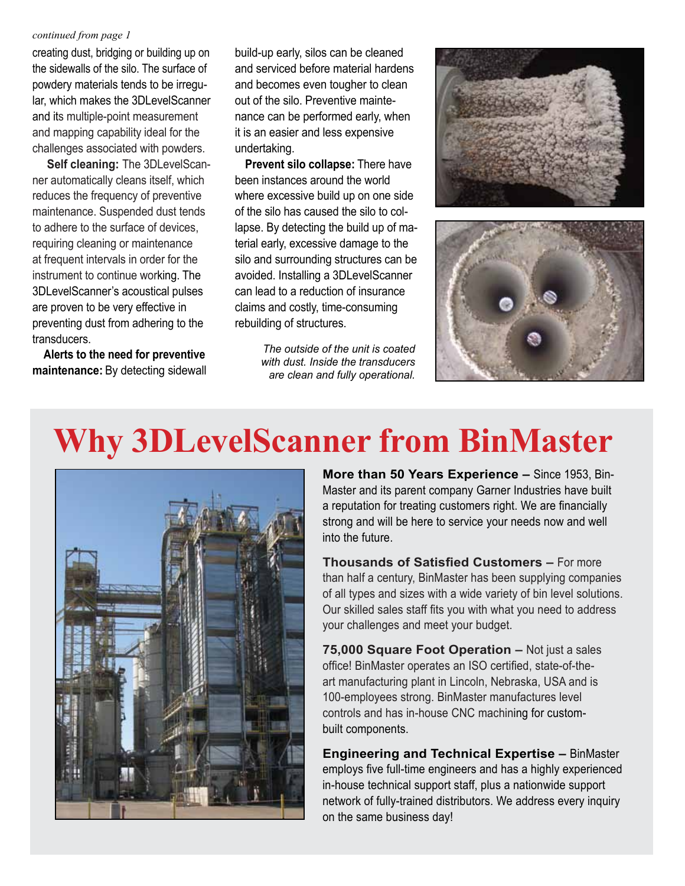*continued from page 1*

creating dust, bridging or building up on the sidewalls of the silo. The surface of powdery materials tends to be irregular, which makes the 3DLevelScanner and its multiple-point measurement and mapping capability ideal for the challenges associated with powders.

**Self cleaning:** The 3DLevelScanner automatically cleans itself, which reduces the frequency of preventive maintenance. Suspended dust tends to adhere to the surface of devices, requiring cleaning or maintenance at frequent intervals in order for the instrument to continue working. The 3DLevelScanner's acoustical pulses are proven to be very effective in preventing dust from adhering to the transducers.

**Alerts to the need for preventive maintenance:** By detecting sidewall build-up early, silos can be cleaned and serviced before material hardens and becomes even tougher to clean out of the silo. Preventive maintenance can be performed early, when it is an easier and less expensive undertaking.

**Prevent silo collapse:** There have been instances around the world where excessive build up on one side of the silo has caused the silo to collapse. By detecting the build up of material early, excessive damage to the silo and surrounding structures can be avoided. Installing a 3DLevelScanner can lead to a reduction of insurance claims and costly, time-consuming rebuilding of structures.

*The outside of the unit is coated with dust. Inside the transducers are clean and fully operational.*

# Why 3DLevelScanner from BinMaster

**More than 50 Years Experience –** Since 1953, BinMaster and its parent company Garner Industries have built a reputation for treating customers right. We are financially strong and will be here to service your needs now and well into the future.

**Thousands of Satisfied Customers –** For more than half a century, BinMaster has been supplying companies of all types and sizes with a wide variety of bin level solutions. Our skilled sales staff fits you with what you need to address your challenges and meet your budget.

**75,000 Square Foot Operation –** Not just a sales office! BinMaster operates an ISO certified, state-of-the-art manufacturing plant in Lincoln, Nebraska, USA and is 100-employees strong. BinMaster manufactures level controls and has in-house CNC machining for custom-built components.

**Engineering and Technical Expertise –** BinMaster employs five full-time engineers and has a highly experienced in-house technical support staff, plus a nationwide support network of fully-trained distributors. We address every inquiry on the same business day!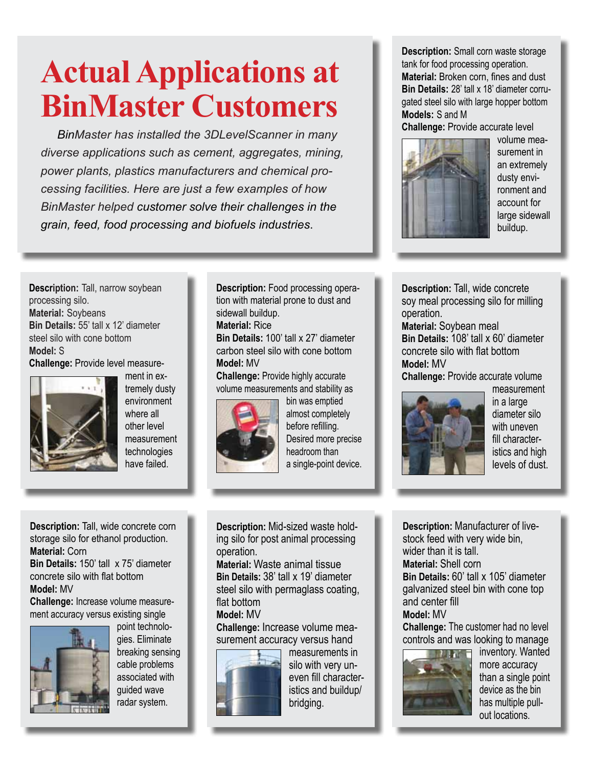# Actual Applications at BinMaster Customers

*BinMaster has installed the 3DLevelScanner in many diverse applications such as cement, aggregates, mining, power plants, plastics manufacturers and chemical processing facilities. Here are just a few examples of how BinMaster helped customer solve their challenges in the grain, feed, food processing and biofuels industries.*

**Description:** Small corn waste storage tank for food processing operation.
**Material:** Broken corn, fines and dust
**Bin Details:** 28' tall x 18' diameter corrugated steel silo with large hopper bottom
**Models:** S and M
**Challenge:** Provide accurate level volume measurement in an extremely dusty environment and account for large sidewall buildup.

**Description:** Tall, narrow soybean processing silo.
**Material:** Soybeans
**Bin Details:** 55' tall x 12' diameter steel silo with cone bottom
**Model:** S
**Challenge:** Provide level measurement in extremely dusty environment where all other level measurement technologies have failed.

**Description:** Food processing operation with material prone to dust and sidewall buildup.
**Material:** Rice
**Bin Details:** 100' tall x 27' diameter carbon steel silo with cone bottom
**Model:** MV
**Challenge:** Provide highly accurate volume measurements and stability as bin was emptied almost completely before refilling. Desired more precise headroom than a single-point device.

**Description:** Tall, wide concrete soy meal processing silo for milling operation.
**Material:** Soybean meal
**Bin Details:** 108' tall x 60' diameter concrete silo with flat bottom
**Model:** MV
**Challenge:** Provide accurate volume measurement in a large diameter silo with uneven fill characteristics and high levels of dust.

**Description:** Tall, wide concrete corn storage silo for ethanol production.
**Material:** Corn
**Bin Details:** 150' tall x 75' diameter concrete silo with flat bottom
**Model:** MV
**Challenge:** Increase volume measurement accuracy versus existing single point technologies. Eliminate breaking sensing cable problems associated with guided wave radar system.

**Description:** Mid-sized waste holding silo for post animal processing operation.
**Material:** Waste animal tissue
**Bin Details:** 38' tall x 19' diameter steel silo with permaglass coating, flat bottom
**Model:** MV
**Challenge:** Increase volume measurement accuracy versus hand measurements in silo with very uneven fill characteristics and buildup/bridging.

**Description:** Manufacturer of livestock feed with very wide bin, wider than it is tall.
**Material:** Shell corn
**Bin Details:** 60' tall x 105' diameter galvanized steel bin with cone top and center fill
**Model:** MV
**Challenge:** The customer had no level controls and was looking to manage inventory. Wanted more accuracy than a single point device as the bin has multiple pull-out locations.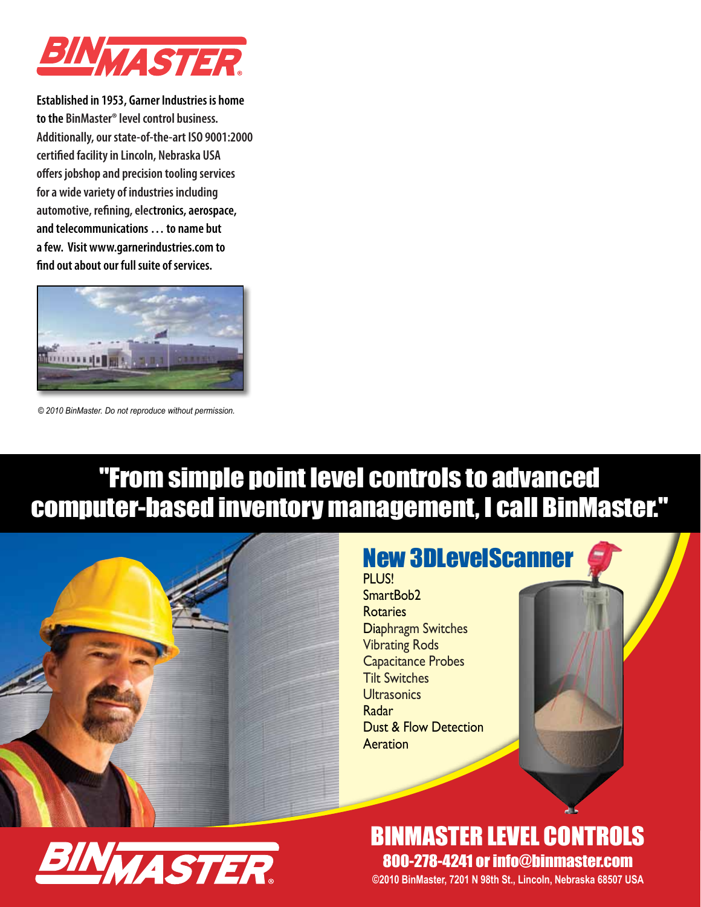Established in 1953, Garner Industries is home to the BinMaster® level control business. Additionally, our state-of-the-art ISO 9001:2000 certified facility in Lincoln, Nebraska USA offers jobshop and precision tooling services for a wide variety of industries including automotive, refining, electronics, aerospace, and telecommunications … to name but a few. Visit www.garnerindustries.com to find out about our full suite of services.

*© 2010 BinMaster. Do not reproduce without permission.*

# "From simple point level controls to advanced computer-based inventory management, I call BinMaster."

## New 3DLevelScanner

PLUS!
- SmartBob2
- Rotaries
- Diaphragm Switches
- Vibrating Rods
- Capacitance Probes
- Tilt Switches
- Ultrasonics
- Radar
- Dust & Flow Detection
- Aeration

## BINMASTER LEVEL CONTROLS

**800-278-4241 or info@binmaster.com**

©2010 BinMaster, 7201 N 98th St., Lincoln, Nebraska 68507 USA